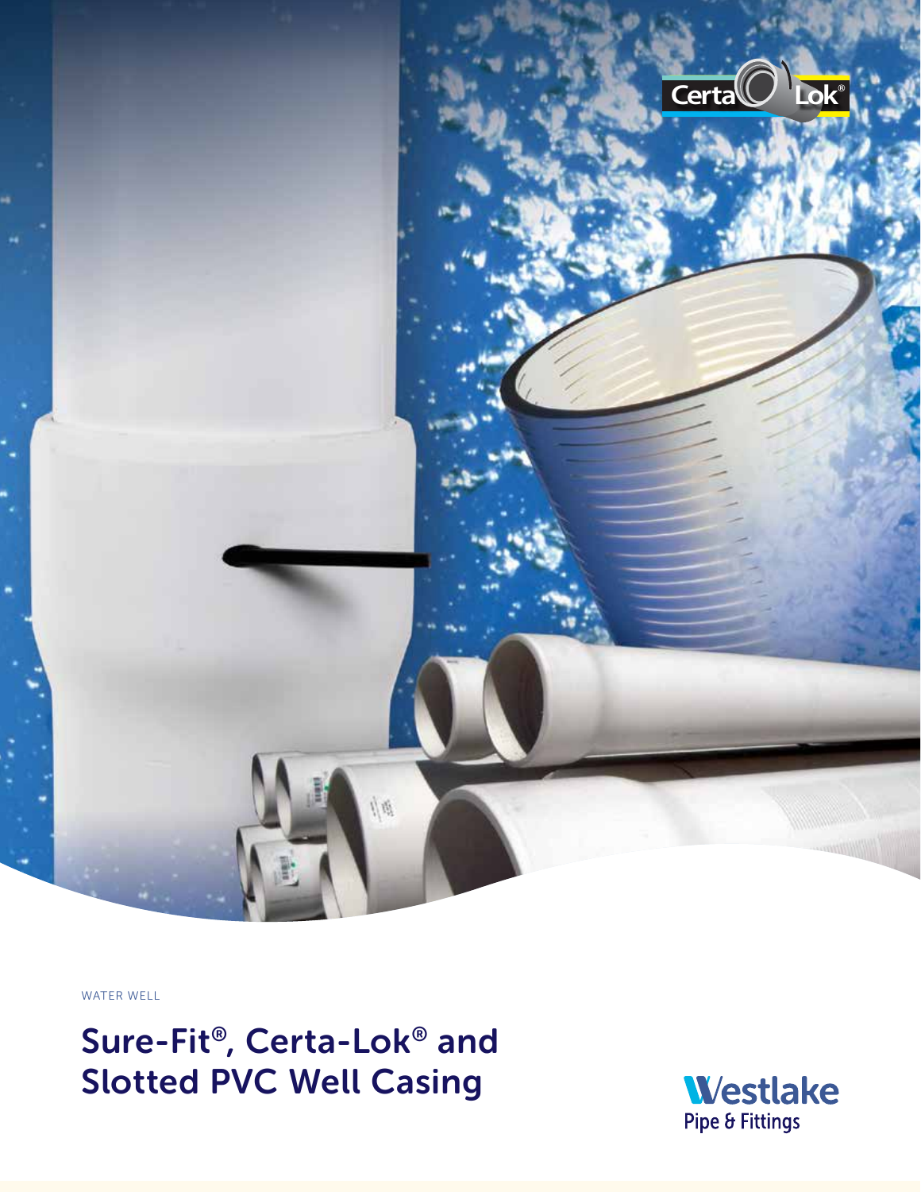WATER WELL

# Sure-Fit®, Certa-Lok® and Slotted PVC Well Casing

Westlake Pipe & Fittings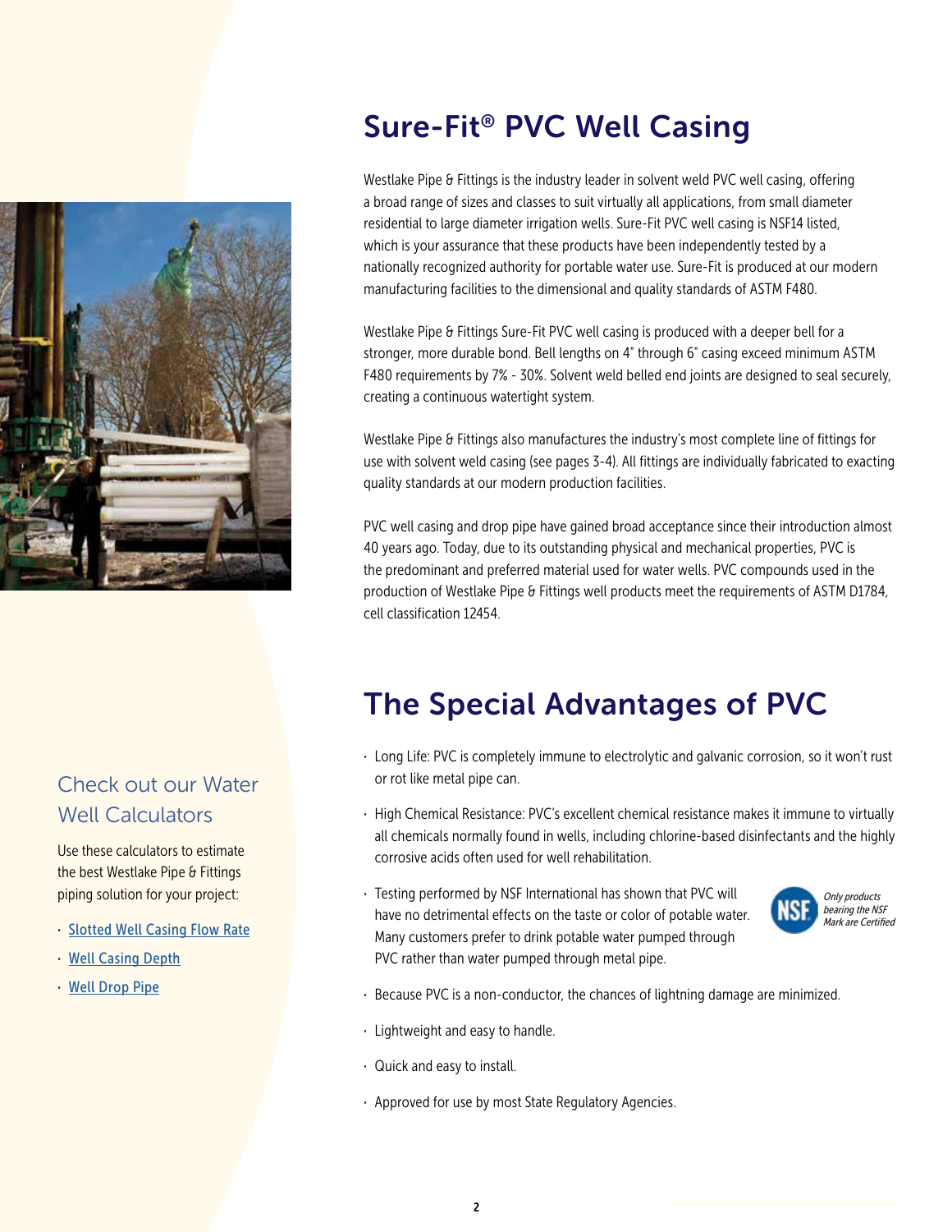# Sure-Fit® PVC Well Casing

Westlake Pipe & Fittings is the industry leader in solvent weld PVC well casing, offering a broad range of sizes and classes to suit virtually all applications, from small diameter residential to large diameter irrigation wells. Sure-Fit PVC well casing is NSF14 listed, which is your assurance that these products have been independently tested by a nationally recognized authority for portable water use. Sure-Fit is produced at our modern manufacturing facilities to the dimensional and quality standards of ASTM F480.

Westlake Pipe & Fittings Sure-Fit PVC well casing is produced with a deeper bell for a stronger, more durable bond. Bell lengths on 4" through 6" casing exceed minimum ASTM F480 requirements by 7% - 30%. Solvent weld belled end joints are designed to seal securely, creating a continuous watertight system.

Westlake Pipe & Fittings also manufactures the industry's most complete line of fittings for use with solvent weld casing (see pages 3-4). All fittings are individually fabricated to exacting quality standards at our modern production facilities.

PVC well casing and drop pipe have gained broad acceptance since their introduction almost 40 years ago. Today, due to its outstanding physical and mechanical properties, PVC is the predominant and preferred material used for water wells. PVC compounds used in the production of Westlake Pipe & Fittings well products meet the requirements of ASTM D1784, cell classification 12454.

## Check out our Water Well Calculators

Use these calculators to estimate the best Westlake Pipe & Fittings piping solution for your project:

- Slotted Well Casing Flow Rate
- Well Casing Depth
- Well Drop Pipe

# The Special Advantages of PVC

- Long Life: PVC is completely immune to electrolytic and galvanic corrosion, so it won't rust or rot like metal pipe can.
- High Chemical Resistance: PVC's excellent chemical resistance makes it immune to virtually all chemicals normally found in wells, including chlorine-based disinfectants and the highly corrosive acids often used for well rehabilitation.
- Testing performed by NSF International has shown that PVC will have no detrimental effects on the taste or color of potable water. Many customers prefer to drink potable water pumped through PVC rather than water pumped through metal pipe.

  *Only products bearing the NSF Mark are Certified*
- Because PVC is a non-conductor, the chances of lightning damage are minimized.
- Lightweight and easy to handle.
- Quick and easy to install.
- Approved for use by most State Regulatory Agencies.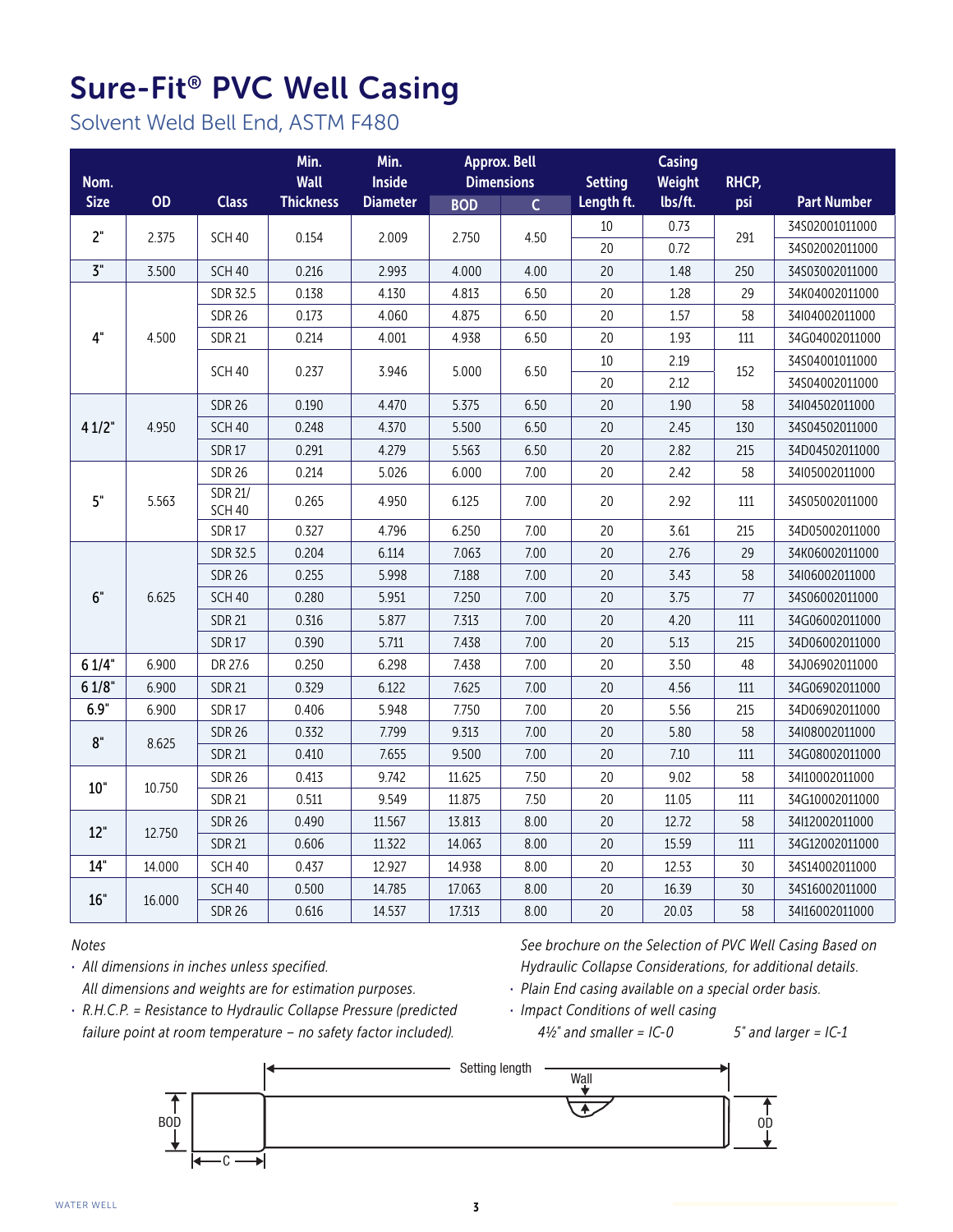# Sure-Fit® PVC Well Casing

## Solvent Weld Bell End, ASTM F480

| Nom. Size | OD | Class | Min. Wall Thickness | Min. Inside Diameter | Approx. Bell Dimensions BOD | Approx. Bell Dimensions C | Setting Length ft. | Casing Weight lbs/ft. | RHCP, psi | Part Number |
|---|---|---|---|---|---|---|---|---|---|---|
| 2" | 2.375 | SCH 40 | 0.154 | 2.009 | 2.750 | 4.50 | 10 | 0.73 | 291 | 34S02001011000 |
| | | | | | | | 20 | 0.72 | | 34S02002011000 |
| 3" | 3.500 | SCH 40 | 0.216 | 2.993 | 4.000 | 4.00 | 20 | 1.48 | 250 | 34S03002011000 |
| 4" | 4.500 | SDR 32.5 | 0.138 | 4.130 | 4.813 | 6.50 | 20 | 1.28 | 29 | 34K04002011000 |
| | | SDR 26 | 0.173 | 4.060 | 4.875 | 6.50 | 20 | 1.57 | 58 | 34I04002011000 |
| | | SDR 21 | 0.214 | 4.001 | 4.938 | 6.50 | 20 | 1.93 | 111 | 34G04002011000 |
| | | SCH 40 | 0.237 | 3.946 | 5.000 | 6.50 | 10 | 2.19 | 152 | 34S04001011000 |
| | | | | | | | 20 | 2.12 | | 34S04002011000 |
| 4 1/2" | 4.950 | SDR 26 | 0.190 | 4.470 | 5.375 | 6.50 | 20 | 1.90 | 58 | 34I04502011000 |
| | | SCH 40 | 0.248 | 4.370 | 5.500 | 6.50 | 20 | 2.45 | 130 | 34S04502011000 |
| | | SDR 17 | 0.291 | 4.279 | 5.563 | 6.50 | 20 | 2.82 | 215 | 34D04502011000 |
| 5" | 5.563 | SDR 26 | 0.214 | 5.026 | 6.000 | 7.00 | 20 | 2.42 | 58 | 34I05002011000 |
| | | SDR 21/ SCH 40 | 0.265 | 4.950 | 6.125 | 7.00 | 20 | 2.92 | 111 | 34S05002011000 |
| | | SDR 17 | 0.327 | 4.796 | 6.250 | 7.00 | 20 | 3.61 | 215 | 34D05002011000 |
| 6" | 6.625 | SDR 32.5 | 0.204 | 6.114 | 7.063 | 7.00 | 20 | 2.76 | 29 | 34K06002011000 |
| | | SDR 26 | 0.255 | 5.998 | 7.188 | 7.00 | 20 | 3.43 | 58 | 34I06002011000 |
| | | SCH 40 | 0.280 | 5.951 | 7.250 | 7.00 | 20 | 3.75 | 77 | 34S06002011000 |
| | | SDR 21 | 0.316 | 5.877 | 7.313 | 7.00 | 20 | 4.20 | 111 | 34G06002011000 |
| | | SDR 17 | 0.390 | 5.711 | 7.438 | 7.00 | 20 | 5.13 | 215 | 34D06002011000 |
| 6 1/4" | 6.900 | DR 27.6 | 0.250 | 6.298 | 7.438 | 7.00 | 20 | 3.50 | 48 | 34J06902011000 |
| 6 1/8" | 6.900 | SDR 21 | 0.329 | 6.122 | 7.625 | 7.00 | 20 | 4.56 | 111 | 34G06902011000 |
| 6.9" | 6.900 | SDR 17 | 0.406 | 5.948 | 7.750 | 7.00 | 20 | 5.56 | 215 | 34D06902011000 |
| 8" | 8.625 | SDR 26 | 0.332 | 7.799 | 9.313 | 7.00 | 20 | 5.80 | 58 | 34I08002011000 |
| | | SDR 21 | 0.410 | 7.655 | 9.500 | 7.00 | 20 | 7.10 | 111 | 34G08002011000 |
| 10" | 10.750 | SDR 26 | 0.413 | 9.742 | 11.625 | 7.50 | 20 | 9.02 | 58 | 34I10002011000 |
| | | SDR 21 | 0.511 | 9.549 | 11.875 | 7.50 | 20 | 11.05 | 111 | 34G10002011000 |
| 12" | 12.750 | SDR 26 | 0.490 | 11.567 | 13.813 | 8.00 | 20 | 12.72 | 58 | 34I12002011000 |
| | | SDR 21 | 0.606 | 11.322 | 14.063 | 8.00 | 20 | 15.59 | 111 | 34G12002011000 |
| 14" | 14.000 | SCH 40 | 0.437 | 12.927 | 14.938 | 8.00 | 20 | 12.53 | 30 | 34S14002011000 |
| 16" | 16.000 | SCH 40 | 0.500 | 14.785 | 17.063 | 8.00 | 20 | 16.39 | 30 | 34S16002011000 |
| | | SDR 26 | 0.616 | 14.537 | 17.313 | 8.00 | 20 | 20.03 | 58 | 34I16002011000 |

*Notes*

- *All dimensions in inches unless specified.*
  *All dimensions and weights are for estimation purposes.*
- *R.H.C.P. = Resistance to Hydraulic Collapse Pressure (predicted failure point at room temperature – no safety factor included).*
  *See brochure on the Selection of PVC Well Casing Based on Hydraulic Collapse Considerations, for additional details.*
- *Plain End casing available on a special order basis.*
- *Impact Conditions of well casing*
  *4½" and smaller = IC-0 &nbsp;&nbsp;&nbsp; 5" and larger = IC-1*

Setting length — Wall — BOD — OD — C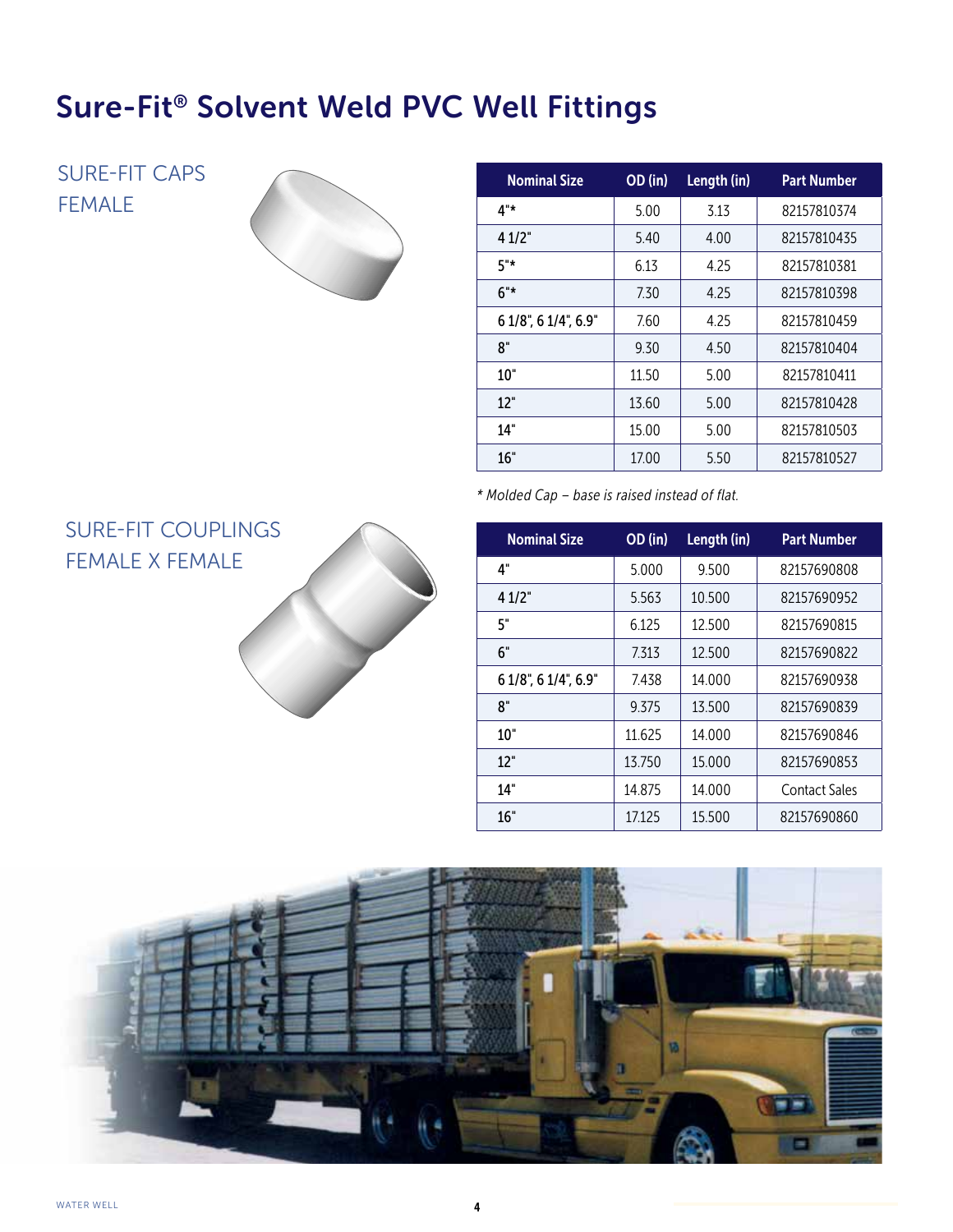# Sure-Fit® Solvent Weld PVC Well Fittings

## SURE-FIT CAPS FEMALE

| Nominal Size | OD (in) | Length (in) | Part Number |
|---|---|---|---|
| 4"* | 5.00 | 3.13 | 82157810374 |
| 4 1/2" | 5.40 | 4.00 | 82157810435 |
| 5"* | 6.13 | 4.25 | 82157810381 |
| 6"* | 7.30 | 4.25 | 82157810398 |
| 6 1/8", 6 1/4", 6.9" | 7.60 | 4.25 | 82157810459 |
| 8" | 9.30 | 4.50 | 82157810404 |
| 10" | 11.50 | 5.00 | 82157810411 |
| 12" | 13.60 | 5.00 | 82157810428 |
| 14" | 15.00 | 5.00 | 82157810503 |
| 16" | 17.00 | 5.50 | 82157810527 |

*\* Molded Cap – base is raised instead of flat.*

## SURE-FIT COUPLINGS FEMALE X FEMALE

| Nominal Size | OD (in) | Length (in) | Part Number |
|---|---|---|---|
| 4" | 5.000 | 9.500 | 82157690808 |
| 4 1/2" | 5.563 | 10.500 | 82157690952 |
| 5" | 6.125 | 12.500 | 82157690815 |
| 6" | 7.313 | 12.500 | 82157690822 |
| 6 1/8", 6 1/4", 6.9" | 7.438 | 14.000 | 82157690938 |
| 8" | 9.375 | 13.500 | 82157690839 |
| 10" | 11.625 | 14.000 | 82157690846 |
| 12" | 13.750 | 15.000 | 82157690853 |
| 14" | 14.875 | 14.000 | Contact Sales |
| 16" | 17.125 | 15.500 | 82157690860 |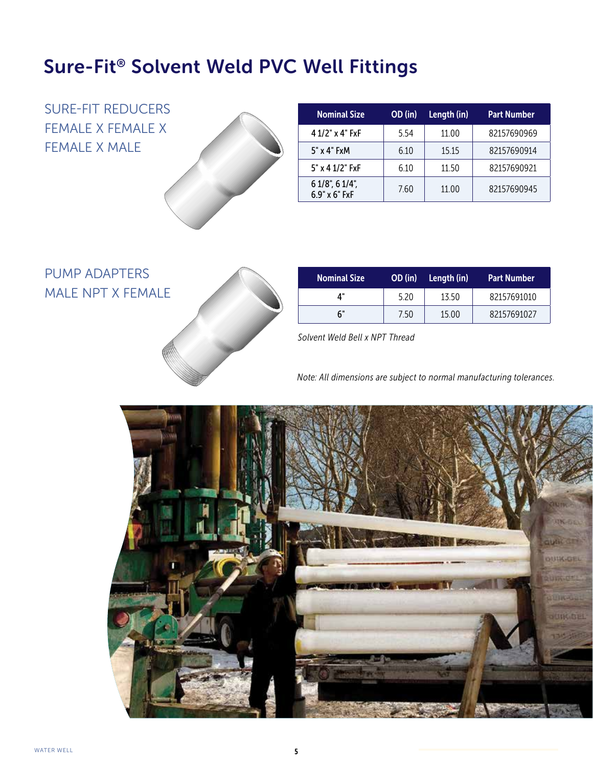# Sure-Fit® Solvent Weld PVC Well Fittings

## SURE-FIT REDUCERS FEMALE X FEMALE X FEMALE X MALE

| Nominal Size | OD (in) | Length (in) | Part Number |
|---|---|---|---|
| 4 1/2" x 4" FxF | 5.54 | 11.00 | 82157690969 |
| 5" x 4" FxM | 6.10 | 15.15 | 82157690914 |
| 5" x 4 1/2" FxF | 6.10 | 11.50 | 82157690921 |
| 6 1/8", 6 1/4", 6.9" x 6" FxF | 7.60 | 11.00 | 82157690945 |

## PUMP ADAPTERS MALE NPT X FEMALE

| Nominal Size | OD (in) | Length (in) | Part Number |
|---|---|---|---|
| 4" | 5.20 | 13.50 | 82157691010 |
| 6" | 7.50 | 15.00 | 82157691027 |

*Solvent Weld Bell x NPT Thread*

*Note: All dimensions are subject to normal manufacturing tolerances.*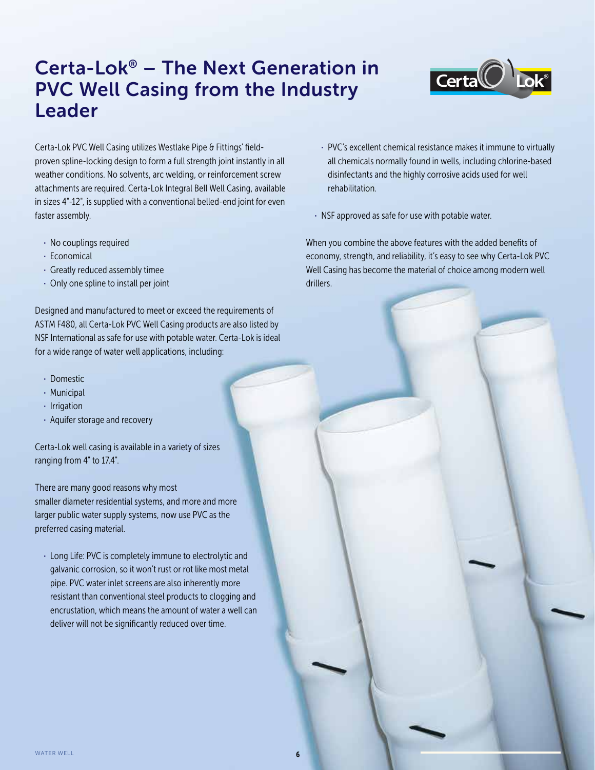# Certa-Lok® – The Next Generation in PVC Well Casing from the Industry Leader

Certa-Lok PVC Well Casing utilizes Westlake Pipe & Fittings' field-proven spline-locking design to form a full strength joint instantly in all weather conditions. No solvents, arc welding, or reinforcement screw attachments are required. Certa-Lok Integral Bell Well Casing, available in sizes 4"-12", is supplied with a conventional belled-end joint for even faster assembly.

- No couplings required
- Economical
- Greatly reduced assembly timee
- Only one spline to install per joint

Designed and manufactured to meet or exceed the requirements of ASTM F480, all Certa-Lok PVC Well Casing products are also listed by NSF International as safe for use with potable water. Certa-Lok is ideal for a wide range of water well applications, including:

- Domestic
- Municipal
- Irrigation
- Aquifer storage and recovery

Certa-Lok well casing is available in a variety of sizes ranging from 4" to 17.4".

There are many good reasons why most smaller diameter residential systems, and more and more larger public water supply systems, now use PVC as the preferred casing material.

- Long Life: PVC is completely immune to electrolytic and galvanic corrosion, so it won't rust or rot like most metal pipe. PVC water inlet screens are also inherently more resistant than conventional steel products to clogging and encrustation, which means the amount of water a well can deliver will not be significantly reduced over time.
- PVC's excellent chemical resistance makes it immune to virtually all chemicals normally found in wells, including chlorine-based disinfectants and the highly corrosive acids used for well rehabilitation.
- NSF approved as safe for use with potable water.

When you combine the above features with the added benefits of economy, strength, and reliability, it's easy to see why Certa-Lok PVC Well Casing has become the material of choice among modern well drillers.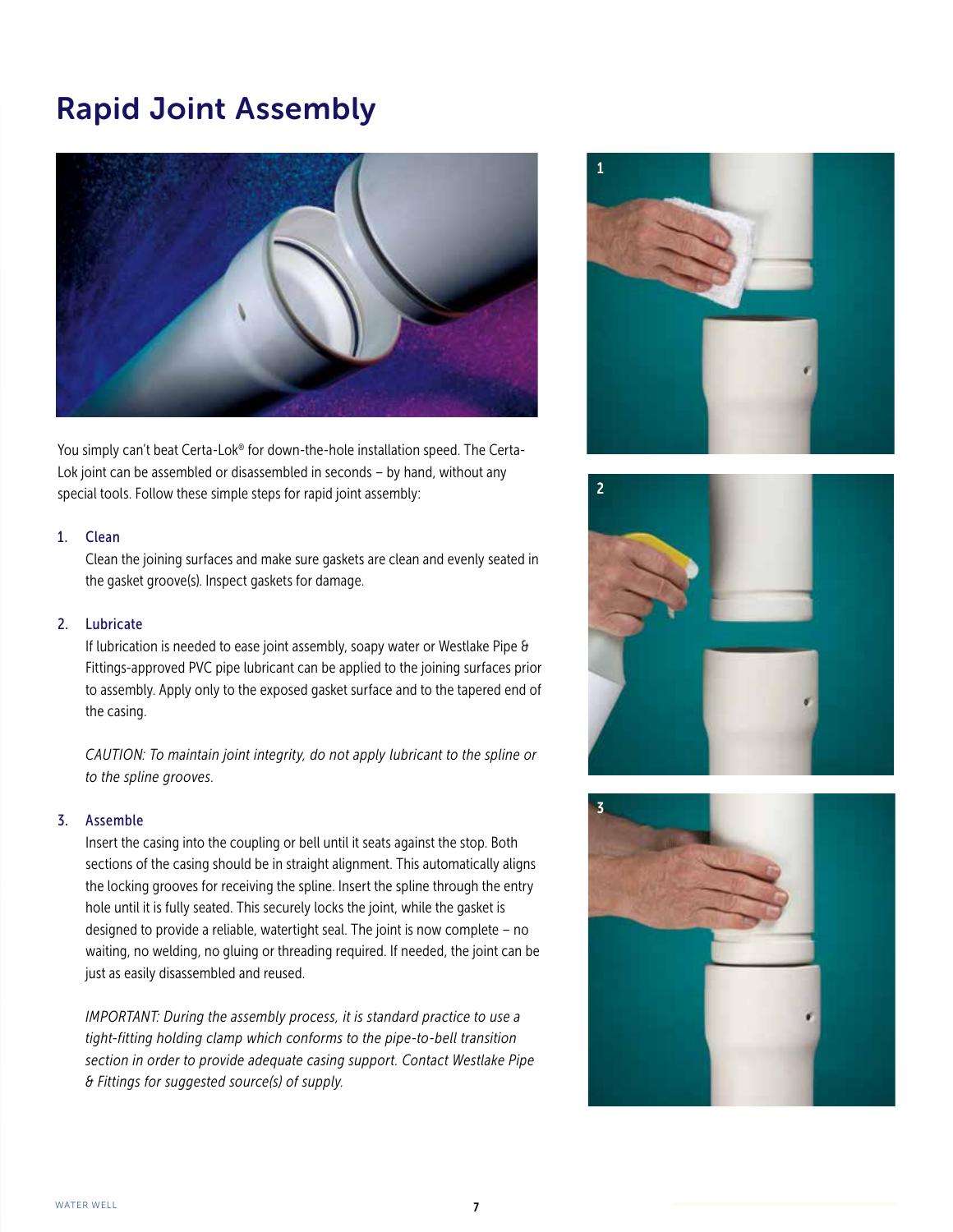# Rapid Joint Assembly

You simply can't beat Certa-Lok® for down-the-hole installation speed. The Certa-Lok joint can be assembled or disassembled in seconds – by hand, without any special tools. Follow these simple steps for rapid joint assembly:

1. **Clean**

   Clean the joining surfaces and make sure gaskets are clean and evenly seated in the gasket groove(s). Inspect gaskets for damage.

2. **Lubricate**

   If lubrication is needed to ease joint assembly, soapy water or Westlake Pipe & Fittings-approved PVC pipe lubricant can be applied to the joining surfaces prior to assembly. Apply only to the exposed gasket surface and to the tapered end of the casing.

   *CAUTION: To maintain joint integrity, do not apply lubricant to the spline or to the spline grooves.*

3. **Assemble**

   Insert the casing into the coupling or bell until it seats against the stop. Both sections of the casing should be in straight alignment. This automatically aligns the locking grooves for receiving the spline. Insert the spline through the entry hole until it is fully seated. This securely locks the joint, while the gasket is designed to provide a reliable, watertight seal. The joint is now complete – no waiting, no welding, no gluing or threading required. If needed, the joint can be just as easily disassembled and reused.

   *IMPORTANT: During the assembly process, it is standard practice to use a tight-fitting holding clamp which conforms to the pipe-to-bell transition section in order to provide adequate casing support. Contact Westlake Pipe & Fittings for suggested source(s) of supply.*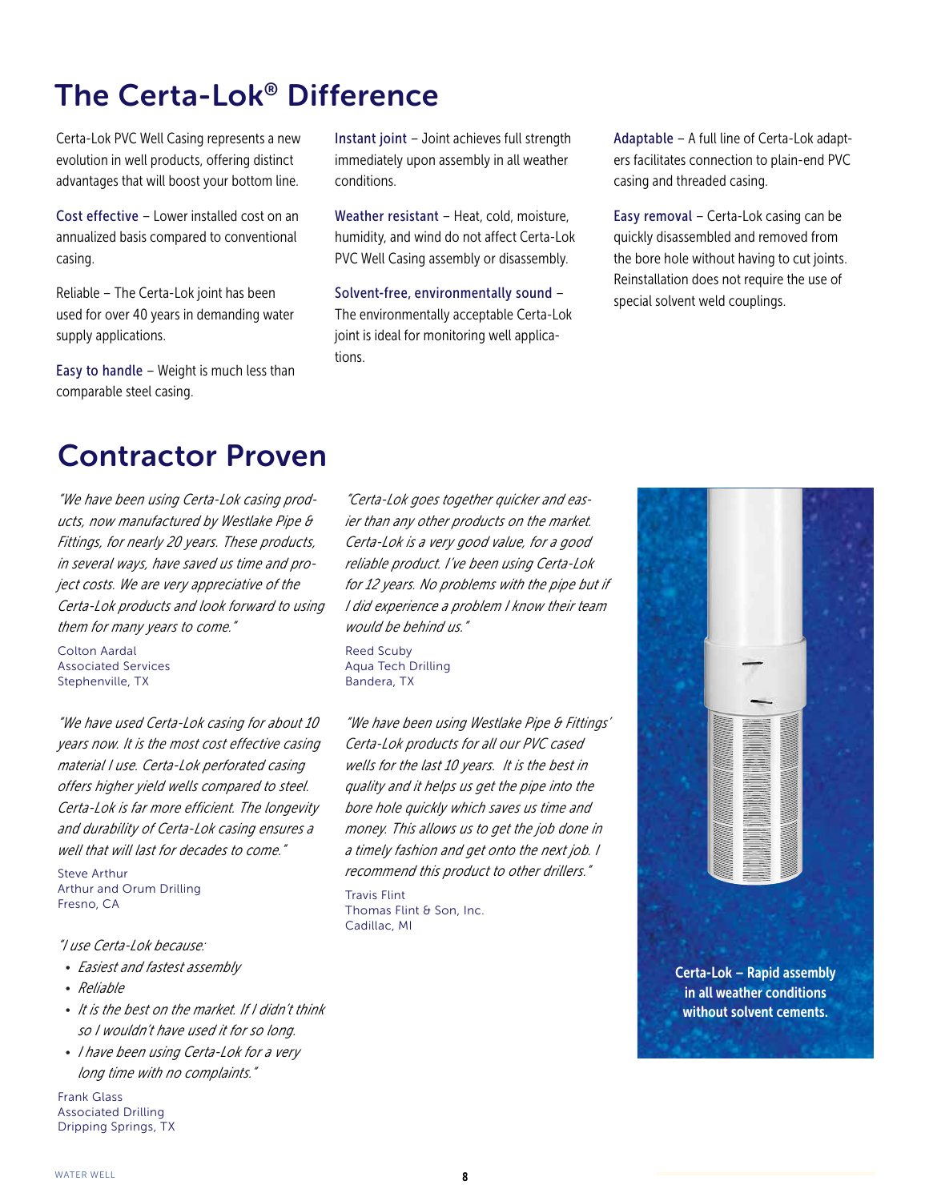# The Certa-Lok® Difference

Certa-Lok PVC Well Casing represents a new evolution in well products, offering distinct advantages that will boost your bottom line.

Cost effective – Lower installed cost on an annualized basis compared to conventional casing.

Reliable – The Certa-Lok joint has been used for over 40 years in demanding water supply applications.

Easy to handle – Weight is much less than comparable steel casing.

Instant joint – Joint achieves full strength immediately upon assembly in all weather conditions.

Weather resistant – Heat, cold, moisture, humidity, and wind do not affect Certa-Lok PVC Well Casing assembly or disassembly.

Solvent-free, environmentally sound – The environmentally acceptable Certa-Lok joint is ideal for monitoring well applications.

Adaptable – A full line of Certa-Lok adapters facilitates connection to plain-end PVC casing and threaded casing.

Easy removal – Certa-Lok casing can be quickly disassembled and removed from the bore hole without having to cut joints. Reinstallation does not require the use of special solvent weld couplings.

# Contractor Proven

*"We have been using Certa-Lok casing products, now manufactured by Westlake Pipe & Fittings, for nearly 20 years. These products, in several ways, have saved us time and project costs. We are very appreciative of the Certa-Lok products and look forward to using them for many years to come."*

Colton Aardal
Associated Services
Stephenville, TX

*"We have used Certa-Lok casing for about 10 years now. It is the most cost effective casing material I use. Certa-Lok perforated casing offers higher yield wells compared to steel. Certa-Lok is far more efficient. The longevity and durability of Certa-Lok casing ensures a well that will last for decades to come."*

Steve Arthur
Arthur and Orum Drilling
Fresno, CA

*"I use Certa-Lok because:*

- *Easiest and fastest assembly*
- *Reliable*
- *It is the best on the market. If I didn't think so I wouldn't have used it for so long.*
- *I have been using Certa-Lok for a very long time with no complaints."*

Frank Glass
Associated Drilling
Dripping Springs, TX

*"Certa-Lok goes together quicker and easier than any other products on the market. Certa-Lok is a very good value, for a good reliable product. I've been using Certa-Lok for 12 years. No problems with the pipe but if I did experience a problem I know their team would be behind us."*

Reed Scuby
Aqua Tech Drilling
Bandera, TX

*"We have been using Westlake Pipe & Fittings' Certa-Lok products for all our PVC cased wells for the last 10 years. It is the best in quality and it helps us get the pipe into the bore hole quickly which saves us time and money. This allows us to get the job done in a timely fashion and get onto the next job. I recommend this product to other drillers."*

Travis Flint
Thomas Flint & Son, Inc.
Cadillac, MI

**Certa-Lok – Rapid assembly in all weather conditions without solvent cements.**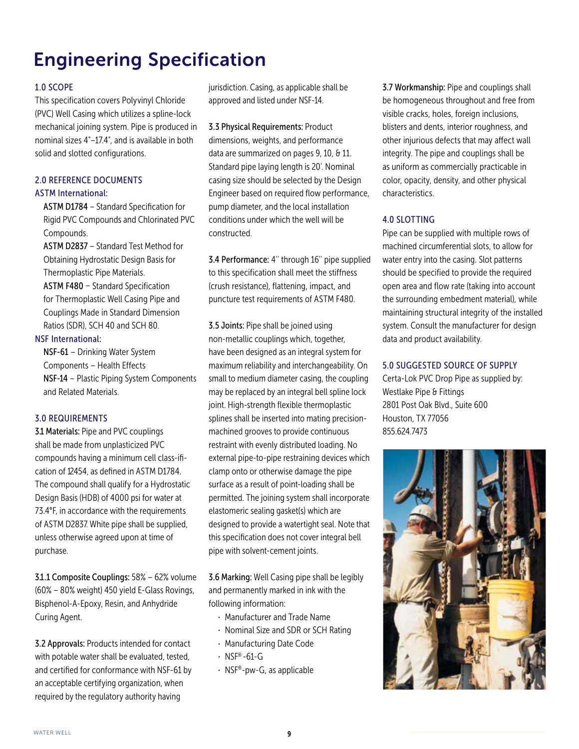# Engineering Specification

## 1.0 SCOPE

This specification covers Polyvinyl Chloride (PVC) Well Casing which utilizes a spline-lock mechanical joining system. Pipe is produced in nominal sizes 4"–17.4", and is available in both solid and slotted configurations.

## 2.0 REFERENCE DOCUMENTS

### ASTM International:

**ASTM D1784** – Standard Specification for Rigid PVC Compounds and Chlorinated PVC Compounds.

**ASTM D2837** – Standard Test Method for Obtaining Hydrostatic Design Basis for Thermoplastic Pipe Materials.

**ASTM F480** – Standard Specification for Thermoplastic Well Casing Pipe and Couplings Made in Standard Dimension Ratios (SDR), SCH 40 and SCH 80.

### NSF International:

**NSF-61** – Drinking Water System Components – Health Effects

**NSF-14** – Plastic Piping System Components and Related Materials.

## 3.0 REQUIREMENTS

**3.1 Materials:** Pipe and PVC couplings shall be made from unplasticized PVC compounds having a minimum cell class-ification of 12454, as defined in ASTM D1784. The compound shall qualify for a Hydrostatic Design Basis (HDB) of 4000 psi for water at 73.4°F, in accordance with the requirements of ASTM D2837. White pipe shall be supplied, unless otherwise agreed upon at time of purchase.

**3.1.1 Composite Couplings:** 58% – 62% volume (60% – 80% weight) 450 yield E-Glass Rovings, Bisphenol-A-Epoxy, Resin, and Anhydride Curing Agent.

**3.2 Approvals:** Products intended for contact with potable water shall be evaluated, tested, and certified for conformance with NSF-61 by an acceptable certifying organization, when required by the regulatory authority having jurisdiction. Casing, as applicable shall be approved and listed under NSF-14.

**3.3 Physical Requirements:** Product dimensions, weights, and performance data are summarized on pages 9, 10, & 11. Standard pipe laying length is 20'. Nominal casing size should be selected by the Design Engineer based on required flow performance, pump diameter, and the local installation conditions under which the well will be constructed.

**3.4 Performance:** 4'' through 16'' pipe supplied to this specification shall meet the stiffness (crush resistance), flattening, impact, and puncture test requirements of ASTM F480.

**3.5 Joints:** Pipe shall be joined using non-metallic couplings which, together, have been designed as an integral system for maximum reliability and interchangeability. On small to medium diameter casing, the coupling may be replaced by an integral bell spline lock joint. High-strength flexible thermoplastic splines shall be inserted into mating precision-machined grooves to provide continuous restraint with evenly distributed loading. No external pipe-to-pipe restraining devices which clamp onto or otherwise damage the pipe surface as a result of point-loading shall be permitted. The joining system shall incorporate elastomeric sealing gasket(s) which are designed to provide a watertight seal. Note that this specification does not cover integral bell pipe with solvent-cement joints.

**3.6 Marking:** Well Casing pipe shall be legibly and permanently marked in ink with the following information:

- Manufacturer and Trade Name
- Nominal Size and SDR or SCH Rating
- Manufacturing Date Code
- NSF® -61-G
- NSF®-pw-G, as applicable

**3.7 Workmanship:** Pipe and couplings shall be homogeneous throughout and free from visible cracks, holes, foreign inclusions, blisters and dents, interior roughness, and other injurious defects that may affect wall integrity. The pipe and couplings shall be as uniform as commercially practicable in color, opacity, density, and other physical characteristics.

## 4.0 SLOTTING

Pipe can be supplied with multiple rows of machined circumferential slots, to allow for water entry into the casing. Slot patterns should be specified to provide the required open area and flow rate (taking into account the surrounding embedment material), while maintaining structural integrity of the installed system. Consult the manufacturer for design data and product availability.

## 5.0 SUGGESTED SOURCE OF SUPPLY

Certa-Lok PVC Drop Pipe as supplied by:
Westlake Pipe & Fittings
2801 Post Oak Blvd., Suite 600
Houston, TX 77056
855.624.7473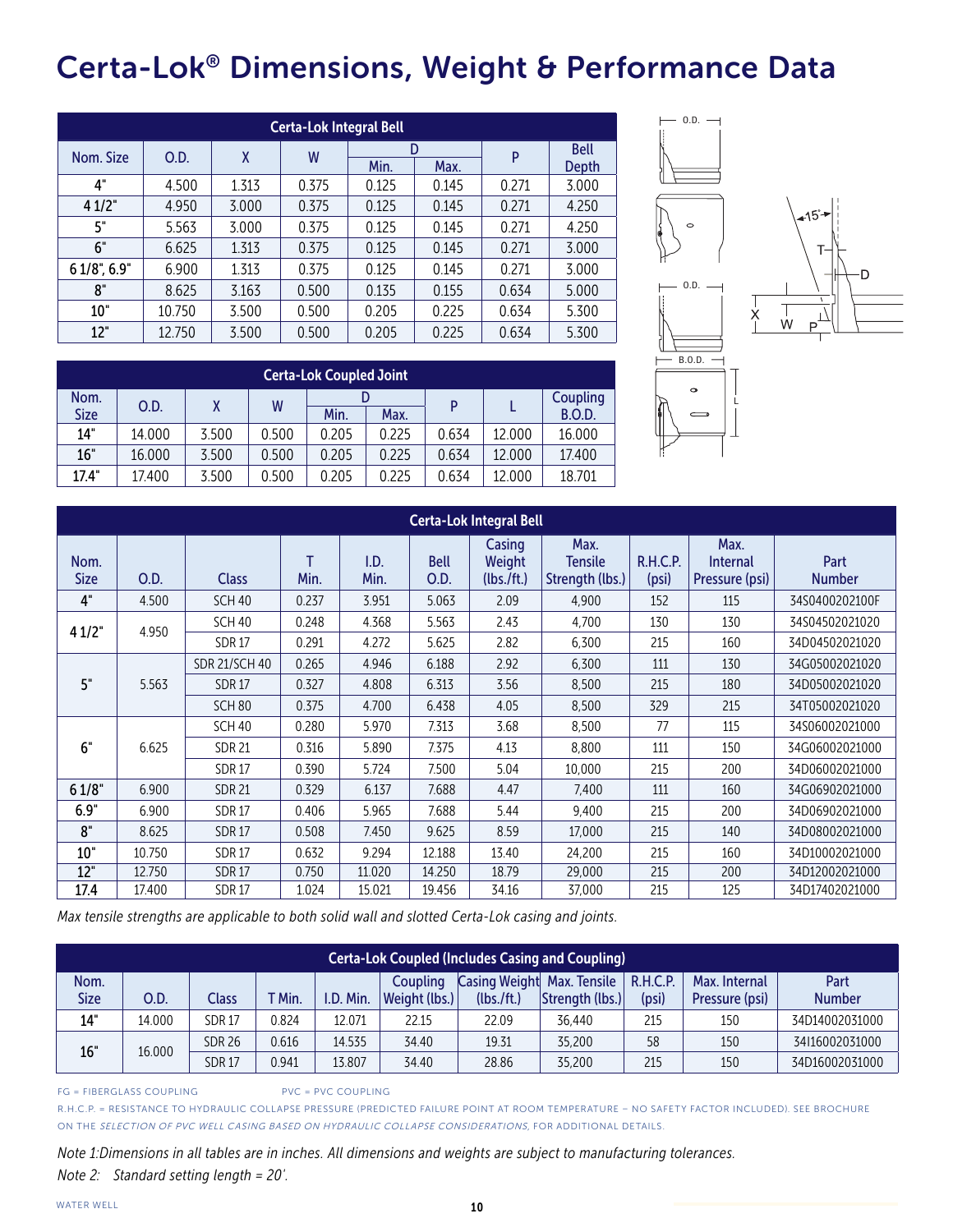# Certa-Lok® Dimensions, Weight & Performance Data

| Certa-Lok Integral Bell | | | | | | | |
|---|---|---|---|---|---|---|---|
| Nom. Size | O.D. | X | W | D Min. | D Max. | P | Bell Depth |
| 4" | 4.500 | 1.313 | 0.375 | 0.125 | 0.145 | 0.271 | 3.000 |
| 4 1/2" | 4.950 | 3.000 | 0.375 | 0.125 | 0.145 | 0.271 | 4.250 |
| 5" | 5.563 | 3.000 | 0.375 | 0.125 | 0.145 | 0.271 | 4.250 |
| 6" | 6.625 | 1.313 | 0.375 | 0.125 | 0.145 | 0.271 | 3.000 |
| 6 1/8", 6.9" | 6.900 | 1.313 | 0.375 | 0.125 | 0.145 | 0.271 | 3.000 |
| 8" | 8.625 | 3.163 | 0.500 | 0.135 | 0.155 | 0.634 | 5.000 |
| 10" | 10.750 | 3.500 | 0.500 | 0.205 | 0.225 | 0.634 | 5.300 |
| 12" | 12.750 | 3.500 | 0.500 | 0.205 | 0.225 | 0.634 | 5.300 |

| Certa-Lok Coupled Joint | | | | | | | | |
|---|---|---|---|---|---|---|---|---|
| Nom. Size | O.D. | X | W | D Min. | D Max. | P | L | Coupling B.O.D. |
| 14" | 14.000 | 3.500 | 0.500 | 0.205 | 0.225 | 0.634 | 12.000 | 16.000 |
| 16" | 16.000 | 3.500 | 0.500 | 0.205 | 0.225 | 0.634 | 12.000 | 17.400 |
| 17.4" | 17.400 | 3.500 | 0.500 | 0.205 | 0.225 | 0.634 | 12.000 | 18.701 |

| Certa-Lok Integral Bell | | | | | | | | | | |
|---|---|---|---|---|---|---|---|---|---|---|
| Nom. Size | O.D. | Class | T Min. | I.D. Min. | Bell O.D. | Casing Weight (lbs./ft.) | Max. Tensile Strength (lbs.) | R.H.C.P. (psi) | Max. Internal Pressure (psi) | Part Number |
| 4" | 4.500 | SCH 40 | 0.237 | 3.951 | 5.063 | 2.09 | 4,900 | 152 | 115 | 34S0400202100F |
| 4 1/2" | 4.950 | SCH 40 | 0.248 | 4.368 | 5.563 | 2.43 | 4,700 | 130 | 130 | 34S04502021020 |
| | | SDR 17 | 0.291 | 4.272 | 5.625 | 2.82 | 6,300 | 215 | 160 | 34D04502021020 |
| 5" | 5.563 | SDR 21/SCH 40 | 0.265 | 4.946 | 6.188 | 2.92 | 6,300 | 111 | 130 | 34G05002021020 |
| | | SDR 17 | 0.327 | 4.808 | 6.313 | 3.56 | 8,500 | 215 | 180 | 34D05002021020 |
| | | SCH 80 | 0.375 | 4.700 | 6.438 | 4.05 | 8,500 | 329 | 215 | 34T05002021020 |
| 6" | 6.625 | SCH 40 | 0.280 | 5.970 | 7.313 | 3.68 | 8,500 | 77 | 115 | 34S06002021000 |
| | | SDR 21 | 0.316 | 5.890 | 7.375 | 4.13 | 8,800 | 111 | 150 | 34G06002021000 |
| | | SDR 17 | 0.390 | 5.724 | 7.500 | 5.04 | 10,000 | 215 | 200 | 34D06002021000 |
| 6 1/8" | 6.900 | SDR 21 | 0.329 | 6.137 | 7.688 | 4.47 | 7,400 | 111 | 160 | 34G06902021000 |
| 6.9" | 6.900 | SDR 17 | 0.406 | 5.965 | 7.688 | 5.44 | 9,400 | 215 | 200 | 34D06902021000 |
| 8" | 8.625 | SDR 17 | 0.508 | 7.450 | 9.625 | 8.59 | 17,000 | 215 | 140 | 34D08002021000 |
| 10" | 10.750 | SDR 17 | 0.632 | 9.294 | 12.188 | 13.40 | 24,200 | 215 | 160 | 34D10002021000 |
| 12" | 12.750 | SDR 17 | 0.750 | 11.020 | 14.250 | 18.79 | 29,000 | 215 | 200 | 34D12002021000 |
| 17.4 | 17.400 | SDR 17 | 1.024 | 15.021 | 19.456 | 34.16 | 37,000 | 215 | 125 | 34D17402021000 |

*Max tensile strengths are applicable to both solid wall and slotted Certa-Lok casing and joints.*

| Certa-Lok Coupled (Includes Casing and Coupling) | | | | | | | | | | |
|---|---|---|---|---|---|---|---|---|---|---|
| Nom. Size | O.D. | Class | T Min. | I.D. Min. | Coupling Weight (lbs.) | Casing Weight (lbs./ft.) | Max. Tensile Strength (lbs.) | R.H.C.P. (psi) | Max. Internal Pressure (psi) | Part Number |
| 14" | 14.000 | SDR 17 | 0.824 | 12.071 | 22.15 | 22.09 | 36,440 | 215 | 150 | 34D14002031000 |
| 16" | 16.000 | SDR 26 | 0.616 | 14.535 | 34.40 | 19.31 | 35,200 | 58 | 150 | 34I16002031000 |
| | | SDR 17 | 0.941 | 13.807 | 34.40 | 28.86 | 35,200 | 215 | 150 | 34D16002031000 |

FG = FIBERGLASS COUPLING PVC = PVC COUPLING

R.H.C.P. = RESISTANCE TO HYDRAULIC COLLAPSE PRESSURE (PREDICTED FAILURE POINT AT ROOM TEMPERATURE – NO SAFETY FACTOR INCLUDED). SEE BROCHURE ON THE *SELECTION OF PVC WELL CASING BASED ON HYDRAULIC COLLAPSE CONSIDERATIONS*, FOR ADDITIONAL DETAILS.

*Note 1:Dimensions in all tables are in inches. All dimensions and weights are subject to manufacturing tolerances.*

*Note 2: Standard setting length = 20'.*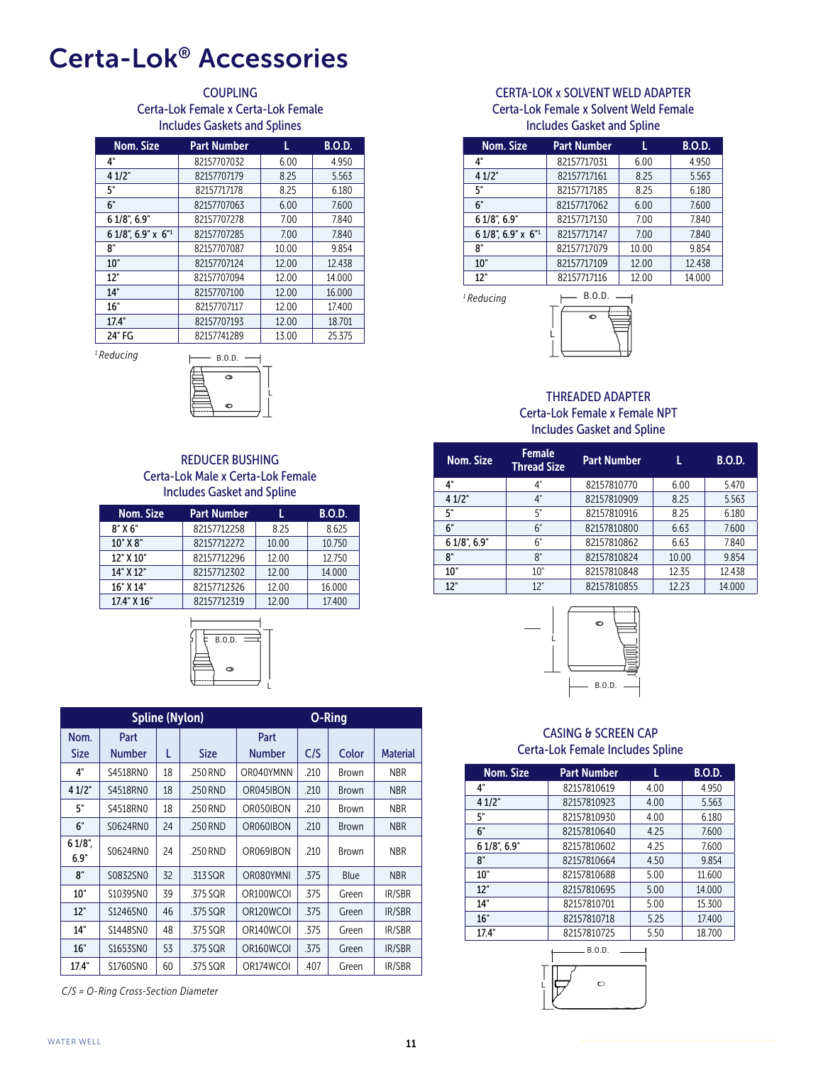# Certa-Lok® Accessories

### COUPLING
Certa-Lok Female x Certa-Lok Female
Includes Gaskets and Splines

| Nom. Size | Part Number | L | B.O.D. |
|---|---|---|---|
| 4" | 82157707032 | 6.00 | 4.950 |
| 4 1/2" | 82157707179 | 8.25 | 5.563 |
| 5" | 82157717178 | 8.25 | 6.180 |
| 6" | 82157707063 | 6.00 | 7.600 |
| 6 1/8", 6.9" | 82157707278 | 7.00 | 7.840 |
| 6 1/8", 6.9" x 6"[1] | 82157707285 | 7.00 | 7.840 |
| 8" | 82157707087 | 10.00 | 9.854 |
| 10" | 82157707124 | 12.00 | 12.438 |
| 12" | 82157707094 | 12.00 | 14.000 |
| 14" | 82157707100 | 12.00 | 16.000 |
| 16" | 82157707117 | 12.00 | 17.400 |
| 17.4" | 82157707193 | 12.00 | 18.701 |
| 24" FG | 82157741289 | 13.00 | 25.375 |

*[1] Reducing*

### REDUCER BUSHING
Certa-Lok Male x Certa-Lok Female
Includes Gasket and Spline

| Nom. Size | Part Number | L | B.O.D. |
|---|---|---|---|
| 8" X 6" | 82157712258 | 8.25 | 8.625 |
| 10" X 8" | 82157712272 | 10.00 | 10.750 |
| 12" X 10" | 82157712296 | 12.00 | 12.750 |
| 14" X 12" | 82157712302 | 12.00 | 14.000 |
| 16" X 14" | 82157712326 | 12.00 | 16.000 |
| 17.4" X 16" | 82157712319 | 12.00 | 17.400 |

| Spline (Nylon) | | | O-Ring | | | | |
|---|---|---|---|---|---|---|---|
| Nom. Size | Part Number | L | Size | Part Number | C/S | Color | Material |
| 4" | S4518RN0 | 18 | .250 RND | OR040YMNN | .210 | Brown | NBR |
| 4 1/2" | S4518RN0 | 18 | .250 RND | OR045IBON | .210 | Brown | NBR |
| 5" | S4518RN0 | 18 | .250 RND | OR050IBON | .210 | Brown | NBR |
| 6" | S0624RN0 | 24 | .250 RND | OR060IBON | .210 | Brown | NBR |
| 6 1/8", 6.9" | S0624RN0 | 24 | .250 RND | OR069IBON | .210 | Brown | NBR |
| 8" | S0832SN0 | 32 | .313 SQR | OR080YMNI | .375 | Blue | NBR |
| 10" | S1039SN0 | 39 | .375 SQR | OR100WCOI | .375 | Green | IR/SBR |
| 12" | S1246SN0 | 46 | .375 SQR | OR120WCOI | .375 | Green | IR/SBR |
| 14" | S1448SN0 | 48 | .375 SQR | OR140WCOI | .375 | Green | IR/SBR |
| 16" | S1653SN0 | 53 | .375 SQR | OR160WCOI | .375 | Green | IR/SBR |
| 17.4" | S1760SN0 | 60 | .375 SQR | OR174WCOI | .407 | Green | IR/SBR |

*C/S = O-Ring Cross-Section Diameter*

### CERTA-LOK x SOLVENT WELD ADAPTER
Certa-Lok Female x Solvent Weld Female
Includes Gasket and Spline

| Nom. Size | Part Number | L | B.O.D. |
|---|---|---|---|
| 4" | 82157717031 | 6.00 | 4.950 |
| 4 1/2" | 82157717161 | 8.25 | 5.563 |
| 5" | 82157717185 | 8.25 | 6.180 |
| 6" | 82157717062 | 6.00 | 7.600 |
| 6 1/8", 6.9" | 82157717130 | 7.00 | 7.840 |
| 6 1/8", 6.9" x 6"[1] | 82157717147 | 7.00 | 7.840 |
| 8" | 82157717079 | 10.00 | 9.854 |
| 10" | 82157717109 | 12.00 | 12.438 |
| 12" | 82157717116 | 12.00 | 14.000 |

*[1] Reducing*

### THREADED ADAPTER
Certa-Lok Female x Female NPT
Includes Gasket and Spline

| Nom. Size | Female Thread Size | Part Number | L | B.O.D. |
|---|---|---|---|---|
| 4" | 4" | 82157810770 | 6.00 | 5.470 |
| 4 1/2" | 4" | 82157810909 | 8.25 | 5.563 |
| 5" | 5" | 82157810916 | 8.25 | 6.180 |
| 6" | 6" | 82157810800 | 6.63 | 7.600 |
| 6 1/8", 6.9" | 6" | 82157810862 | 6.63 | 7.840 |
| 8" | 8" | 82157810824 | 10.00 | 9.854 |
| 10" | 10" | 82157810848 | 12.35 | 12.438 |
| 12" | 12" | 82157810855 | 12.23 | 14.000 |

### CASING & SCREEN CAP
Certa-Lok Female Includes Spline

| Nom. Size | Part Number | L | B.O.D. |
|---|---|---|---|
| 4" | 82157810619 | 4.00 | 4.950 |
| 4 1/2" | 82157810923 | 4.00 | 5.563 |
| 5" | 82157810930 | 4.00 | 6.180 |
| 6" | 82157810640 | 4.25 | 7.600 |
| 6 1/8", 6.9" | 82157810602 | 4.25 | 7.600 |
| 8" | 82157810664 | 4.50 | 9.854 |
| 10" | 82157810688 | 5.00 | 11.600 |
| 12" | 82157810695 | 5.00 | 14.000 |
| 14" | 82157810701 | 5.00 | 15.300 |
| 16" | 82157810718 | 5.25 | 17.400 |
| 17.4" | 82157810725 | 5.50 | 18.700 |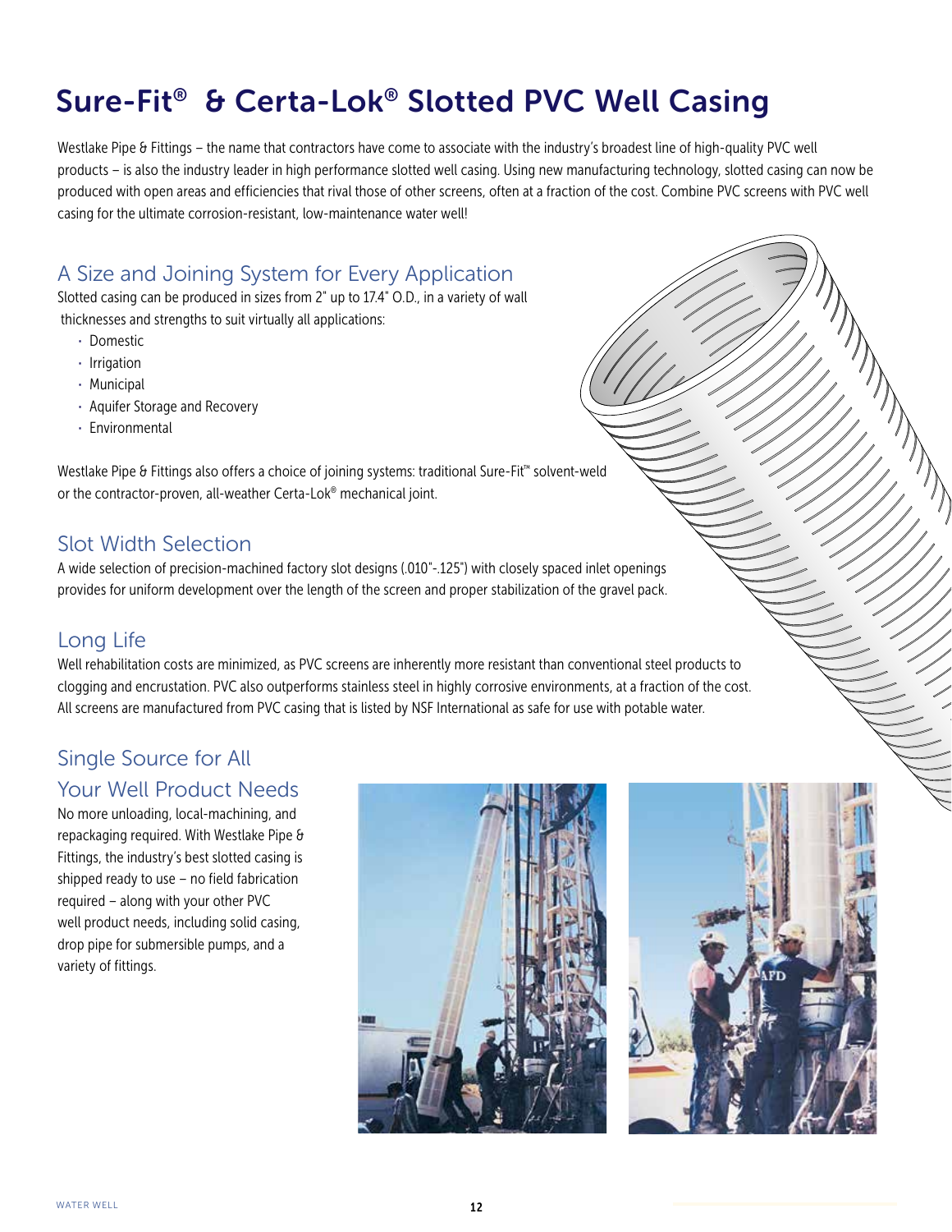# Sure-Fit® & Certa-Lok® Slotted PVC Well Casing

Westlake Pipe & Fittings – the name that contractors have come to associate with the industry's broadest line of high-quality PVC well products – is also the industry leader in high performance slotted well casing. Using new manufacturing technology, slotted casing can now be produced with open areas and efficiencies that rival those of other screens, often at a fraction of the cost. Combine PVC screens with PVC well casing for the ultimate corrosion-resistant, low-maintenance water well!

## A Size and Joining System for Every Application

Slotted casing can be produced in sizes from 2" up to 17.4" O.D., in a variety of wall thicknesses and strengths to suit virtually all applications:

- Domestic
- Irrigation
- Municipal
- Aquifer Storage and Recovery
- Environmental

Westlake Pipe & Fittings also offers a choice of joining systems: traditional Sure-Fit™ solvent-weld or the contractor-proven, all-weather Certa-Lok® mechanical joint.

## Slot Width Selection

A wide selection of precision-machined factory slot designs (.010"-.125") with closely spaced inlet openings provides for uniform development over the length of the screen and proper stabilization of the gravel pack.

## Long Life

Well rehabilitation costs are minimized, as PVC screens are inherently more resistant than conventional steel products to clogging and encrustation. PVC also outperforms stainless steel in highly corrosive environments, at a fraction of the cost. All screens are manufactured from PVC casing that is listed by NSF International as safe for use with potable water.

## Single Source for All Your Well Product Needs

No more unloading, local-machining, and repackaging required. With Westlake Pipe & Fittings, the industry's best slotted casing is shipped ready to use – no field fabrication required – along with your other PVC well product needs, including solid casing, drop pipe for submersible pumps, and a variety of fittings.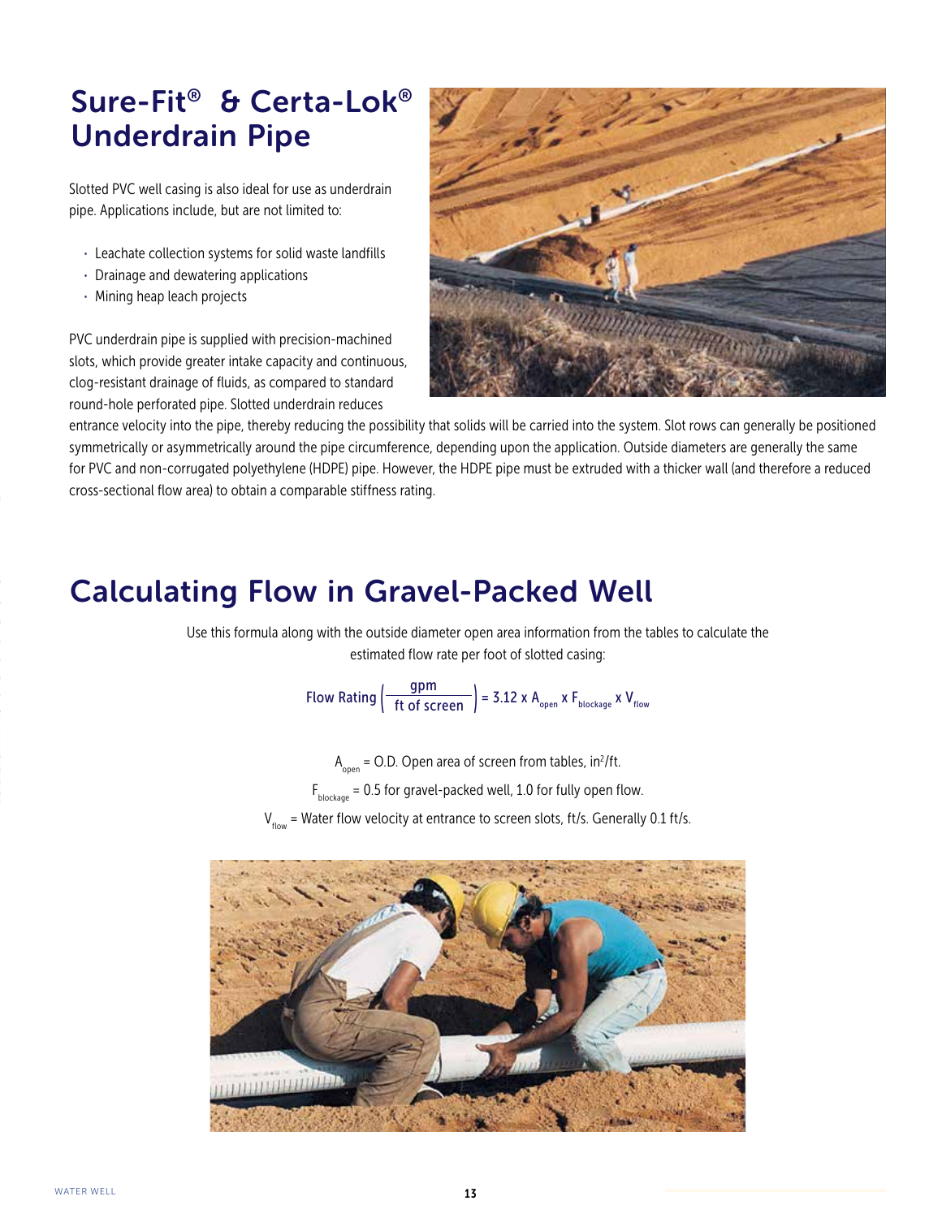# Sure-Fit® & Certa-Lok® Underdrain Pipe

Slotted PVC well casing is also ideal for use as underdrain pipe. Applications include, but are not limited to:

- Leachate collection systems for solid waste landfills
- Drainage and dewatering applications
- Mining heap leach projects

PVC underdrain pipe is supplied with precision-machined slots, which provide greater intake capacity and continuous, clog-resistant drainage of fluids, as compared to standard round-hole perforated pipe. Slotted underdrain reduces entrance velocity into the pipe, thereby reducing the possibility that solids will be carried into the system. Slot rows can generally be positioned symmetrically or asymmetrically around the pipe circumference, depending upon the application. Outside diameters are generally the same for PVC and non-corrugated polyethylene (HDPE) pipe. However, the HDPE pipe must be extruded with a thicker wall (and therefore a reduced cross-sectional flow area) to obtain a comparable stiffness rating.

# Calculating Flow in Gravel-Packed Well

Use this formula along with the outside diameter open area information from the tables to calculate the estimated flow rate per foot of slotted casing:

$$\text{Flow Rating}\left(\frac{\text{gpm}}{\text{ft of screen}}\right) = 3.12 \times A_{open} \times F_{blockage} \times V_{flow}$$

$A_{open}$ = O.D. Open area of screen from tables, in²/ft.

$F_{blockage}$ = 0.5 for gravel-packed well, 1.0 for fully open flow.

$V_{flow}$ = Water flow velocity at entrance to screen slots, ft/s. Generally 0.1 ft/s.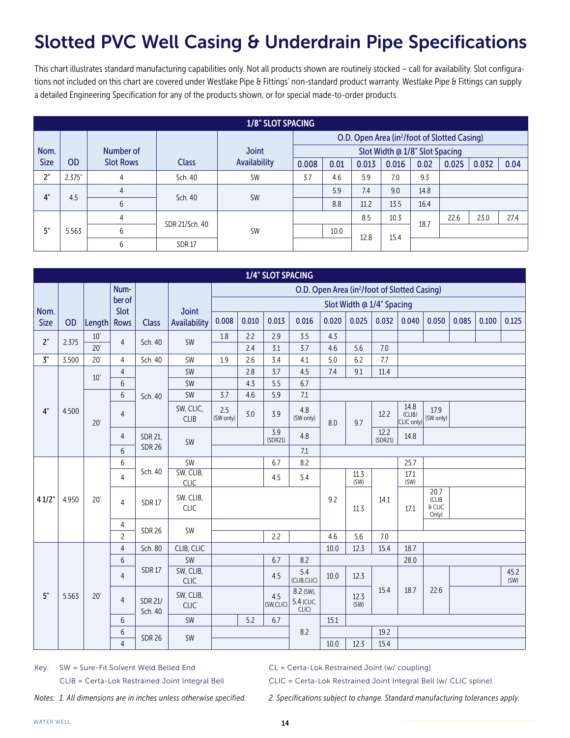# Slotted PVC Well Casing & Underdrain Pipe Specifications

This chart illustrates standard manufacturing capabilities only. Not all products shown are routinely stocked – call for availability. Slot configurations not included on this chart are covered under Westlake Pipe & Fittings' non-standard product warranty. Westlake Pipe & Fittings can supply a detailed Engineering Specification for any of the products shown, or for special made-to-order products.

**1/8" SLOT SPACING**

| Nom. Size | OD | Number of Slot Rows | Class | Joint Availability | O.D. Open Area (in²/foot of Slotted Casing) – Slot Width @ 1/8" Slot Spacing: 0.008 | 0.01 | 0.013 | 0.016 | 0.02 | 0.025 | 0.032 | 0.04 |
|---|---|---|---|---|---|---|---|---|---|---|---|---|
| 2" | 2.375" | 4 | Sch. 40 | SW | 3.7 | 4.6 | 5.9 | 7.0 | 9.3 | | | |
| 4" | 4.5 | 4 | Sch. 40 | SW | | 5.9 | 7.4 | 9.0 | 14.8 | | | |
| | | 6 | | | | 8.8 | 11.2 | 13.5 | 16.4 | | | |
| 5" | 5.563 | 4 | SDR 21/Sch. 40 | SW | | | 8.5 | 10.3 | 18.7 | 22.6 | 23.0 | 27.4 |
| | | 6 | | | | 10.0 | 12.8 | 15.4 | | | | |
| | | 6 | SDR 17 | | | | | | | | | |

**1/4" SLOT SPACING**

| Nom. Size | OD | Length | Number of Slot Rows | Class | Joint Availability | O.D. Open Area (in²/foot of Slotted Casing) – Slot Width @ 1/4" Spacing: 0.008 | 0.010 | 0.013 | 0.016 | 0.020 | 0.025 | 0.032 | 0.040 | 0.050 | 0.085 | 0.100 | 0.125 |
|---|---|---|---|---|---|---|---|---|---|---|---|---|---|---|---|---|---|
| 2" | 2.375 | 10' | 4 | Sch. 40 | SW | 1.8 | 2.2 | 2.9 | 3.5 | 4.3 | | | | | | | |
| | | 20' | | | | | 2.4 | 3.1 | 3.7 | 4.6 | 5.6 | 7.0 | | | | | |
| 3" | 3.500 | 20' | 4 | Sch. 40 | SW | 1.9 | 2.6 | 3.4 | 4.1 | 5.0 | 6.2 | 7.7 | | | | | |
| 4" | 4.500 | 10' | 4 | Sch. 40 | SW | | 2.8 | 3.7 | 4.5 | 7.4 | 9.1 | 11.4 | | | | | |
| | | | 6 | | SW | | 4.3 | 5.5 | 6.7 | | | | | | | | |
| | | 20' | 6 | | SW | 3.7 | 4.6 | 5.9 | 7.1 | | | | | | | | |
| | | | 4 | | SW, CLIC, CLIB | 2.5 (SW only) | 3.0 | 3.9 | 4.8 (SW only) | 8.0 | 9.7 | 12.2 | 14.8 (CLIB/CLIC only) | 17.9 (SW only) | | | |
| | | | 4 | SDR 21, SDR 26 | SW | | | 3.9 (SDR21) | 4.8 | | | 12.2 (SDR21) | 14.8 | | | | |
| | | | 6 | | | | | | 7.1 | | | | | | | | |
| 4 1/2" | 4.950 | 20' | 6 | Sch. 40 | SW | | | 6.7 | 8.2 | | | | 25.7 | | | | |
| | | | 4 | | SW, CLIB, CLIC | | | 4.5 | 5.4 | 9.2 | 11.3 (SW) | 14.1 | 17.1 (SW) | | | | |
| | | | 4 | SDR 17 | SW, CLIB, CLIC | | | | | | 11.3 | | 17.1 | 20.7 (CLIB & CLIC Only) | | | |
| | | | 4 | SDR 26 | SW | | | | | | | | | | | | |
| | | | 2 | | | | | 2.2 | | 4.6 | 5.6 | 7.0 | | | | | |
| 5" | 5.563 | 20' | 4 | Sch. 80 | CLIB, CLIC | | | | | 10.0 | 12.3 | 15.4 | 18.7 | | | | |
| | | | 6 | SDR 17 | SW | | | 6.7 | 8.2 | | | | 28.0 | | | | |
| | | | 4 | | SW, CLIB, CLIC | | | 4.5 | 5.4 (CLIB,CLIC) | 10.0 | 12.3 | 15.4 | 18.7 | 22.6 | | | 45.2 (SW) |
| | | | 4 | SDR 21/ Sch. 40 | SW, CLIB, CLIC | | | 4.5 (SW,CLIC) | 8.2 (SW), 5.4 (CLIC, CLIC) | | 12.3 (SW) | | | | | | |
| | | | 6 | | SW | | 5.2 | 6.7 | 8.2 | 15.1 | | | | | | | |
| | | | 6 | SDR 26 | SW | | | | | | | 19.2 | | | | | |
| | | | 4 | | | | | | | 10.0 | 12.3 | 15.4 | | | | | |

Key: SW = Sure-Fit Solvent Weld Belled End
CLIB = Certa-Lok Restrained Joint Integral Bell
CL = Certa-Lok Restrained Joint (w/ coupling)
CLIC = Certa-Lok Restrained Joint Integral Bell (w/ CLIC spline)

*Notes: 1. All dimensions are in inches unless otherwise specified.*
*2. Specifications subject to change. Standard manufacturing tolerances apply.*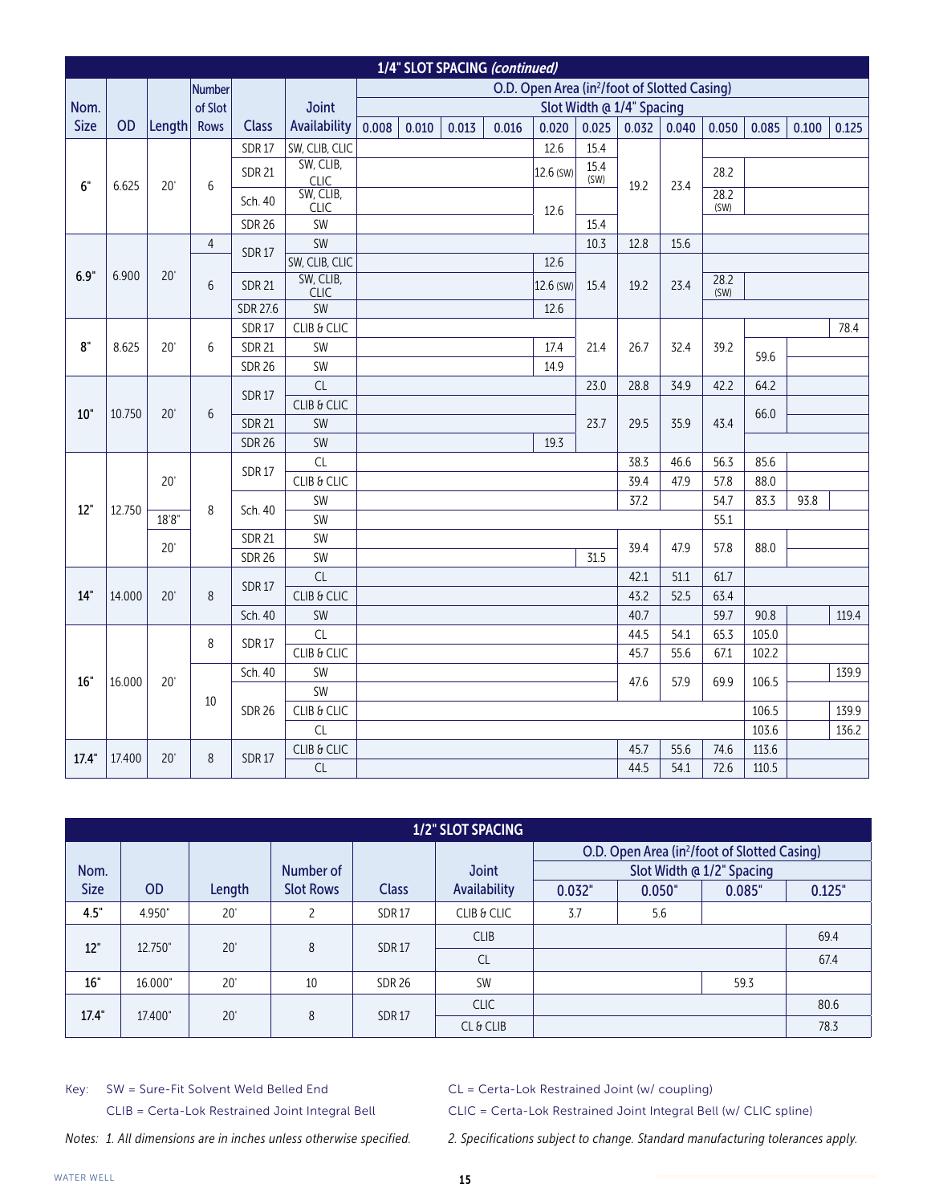## 1/4" SLOT SPACING *(continued)*

| Nom. Size | OD | Length | Number of Slot Rows | Class | Joint Availability | O.D. Open Area (in²/foot of Slotted Casing) Slot Width @ 1/4" Spacing 0.008 | 0.010 | 0.013 | 0.016 | 0.020 | 0.025 | 0.032 | 0.040 | 0.050 | 0.085 | 0.100 | 0.125 |
|---|---|---|---|---|---|---|---|---|---|---|---|---|---|---|---|---|---|
| 6" | 6.625 | 20' | 6 | SDR 17 | SW, CLIB, CLIC | | | | | 12.6 | 15.4 | 19.2 | 23.4 | | | | |
| 6" | 6.625 | 20' | 6 | SDR 21 | SW, CLIB, CLIC | | | | | 12.6 (SW) | 15.4 (SW) | 19.2 | 23.4 | 28.2 | | | |
| 6" | 6.625 | 20' | 6 | Sch. 40 | SW, CLIB, CLIC | | | | | 12.6 | | 19.2 | 23.4 | 28.2 (SW) | | | |
| 6" | 6.625 | 20' | 6 | SDR 26 | SW | | | | | 12.6 | 15.4 | 19.2 | 23.4 | | | | |
| 6.9" | 6.900 | 20' | 4 | SDR 17 | SW | | | | | | 10.3 | 12.8 | 15.6 | | | | |
| 6.9" | 6.900 | 20' | 6 | SDR 17 | SW, CLIB, CLIC | | | | | 12.6 | 15.4 | 19.2 | 23.4 | | | | |
| 6.9" | 6.900 | 20' | 6 | SDR 21 | SW, CLIB, CLIC | | | | | 12.6 (SW) | 15.4 | 19.2 | 23.4 | 28.2 (SW) | | | |
| 6.9" | 6.900 | 20' | 6 | SDR 27.6 | SW | | | | | 12.6 | 15.4 | 19.2 | 23.4 | | | | |
| 8" | 8.625 | 20' | 6 | SDR 17 | CLIB & CLIC | | | | | | 21.4 | 26.7 | 32.4 | 39.2 | | | 78.4 |
| 8" | 8.625 | 20' | 6 | SDR 21 | SW | | | | | 17.4 | 21.4 | 26.7 | 32.4 | 39.2 | 59.6 | | |
| 8" | 8.625 | 20' | 6 | SDR 26 | SW | | | | | 14.9 | 21.4 | 26.7 | 32.4 | 39.2 | 59.6 | | |
| 10" | 10.750 | 20' | 6 | SDR 17 | CL | | | | | | 23.0 | 28.8 | 34.9 | 42.2 | 64.2 | | |
| 10" | 10.750 | 20' | 6 | SDR 17 | CLIB & CLIC | | | | | | 23.7 | 29.5 | 35.9 | 43.4 | 66.0 | | |
| 10" | 10.750 | 20' | 6 | SDR 21 | SW | | | | | | 23.7 | 29.5 | 35.9 | 43.4 | 66.0 | | |
| 10" | 10.750 | 20' | 6 | SDR 26 | SW | | | | | 19.3 | 23.7 | 29.5 | 35.9 | 43.4 | | | |
| 12" | 12.750 | 20' | 8 | SDR 17 | CL | | | | | | | 38.3 | 46.6 | 56.3 | 85.6 | | |
| 12" | 12.750 | 20' | 8 | SDR 17 | CLIB & CLIC | | | | | | | 39.4 | 47.9 | 57.8 | 88.0 | | |
| 12" | 12.750 | 20' | 8 | Sch. 40 | SW | | | | | | | 37.2 | | 54.7 | 83.3 | 93.8 | |
| 12" | 12.750 | 18'8" | 8 | Sch. 40 | SW | | | | | | | | | 55.1 | | | |
| 12" | 12.750 | 20' | 8 | SDR 21 | SW | | | | | | | 39.4 | 47.9 | 57.8 | 88.0 | | |
| 12" | 12.750 | 20' | 8 | SDR 26 | SW | | | | | | 31.5 | 39.4 | 47.9 | 57.8 | 88.0 | | |
| 14" | 14.000 | 20' | 8 | SDR 17 | CL | | | | | | | 42.1 | 51.1 | 61.7 | | | |
| 14" | 14.000 | 20' | 8 | SDR 17 | CLIB & CLIC | | | | | | | 43.2 | 52.5 | 63.4 | | | |
| 14" | 14.000 | 20' | 8 | Sch. 40 | SW | | | | | | | 40.7 | | 59.7 | 90.8 | | 119.4 |
| 16" | 16.000 | 20' | 8 | SDR 17 | CL | | | | | | | 44.5 | 54.1 | 65.3 | 105.0 | | |
| 16" | 16.000 | 20' | 8 | SDR 17 | CLIB & CLIC | | | | | | | 45.7 | 55.6 | 67.1 | 102.2 | | |
| 16" | 16.000 | 20' | 10 | Sch. 40 | SW | | | | | | | 47.6 | 57.9 | 69.9 | 106.5 | | 139.9 |
| 16" | 16.000 | 20' | 10 | SDR 26 | SW | | | | | | | 47.6 | 57.9 | 69.9 | 106.5 | | |
| 16" | 16.000 | 20' | 10 | SDR 26 | CLIB & CLIC | | | | | | | | | | 106.5 | | 139.9 |
| 16" | 16.000 | 20' | 10 | SDR 26 | CL | | | | | | | | | | 103.6 | | 136.2 |
| 17.4" | 17.400 | 20' | 8 | SDR 17 | CLIB & CLIC | | | | | | | 45.7 | 55.6 | 74.6 | 113.6 | | |
| 17.4" | 17.400 | 20' | 8 | SDR 17 | CL | | | | | | | 44.5 | 54.1 | 72.6 | 110.5 | | |

## 1/2" SLOT SPACING

| Nom. Size | OD | Length | Number of Slot Rows | Class | Joint Availability | O.D. Open Area (in²/foot of Slotted Casing) Slot Width @ 1/2" Spacing 0.032" | 0.050" | 0.085" | 0.125" |
|---|---|---|---|---|---|---|---|---|---|
| 4.5" | 4.950" | 20' | 2 | SDR 17 | CLIB & CLIC | 3.7 | 5.6 | | |
| 12" | 12.750" | 20' | 8 | SDR 17 | CLIB | | | | 69.4 |
| 12" | 12.750" | 20' | 8 | SDR 17 | CL | | | | 67.4 |
| 16" | 16.000" | 20' | 10 | SDR 26 | SW | | | 59.3 | |
| 17.4" | 17.400" | 20' | 8 | SDR 17 | CLIC | | | | 80.6 |
| 17.4" | 17.400" | 20' | 8 | SDR 17 | CL & CLIB | | | | 78.3 |

Key: SW = Sure-Fit Solvent Weld Belled End
CLIB = Certa-Lok Restrained Joint Integral Bell
CL = Certa-Lok Restrained Joint (w/ coupling)
CLIC = Certa-Lok Restrained Joint Integral Bell (w/ CLIC spline)

*Notes: 1. All dimensions are in inches unless otherwise specified.*
*2. Specifications subject to change. Standard manufacturing tolerances apply.*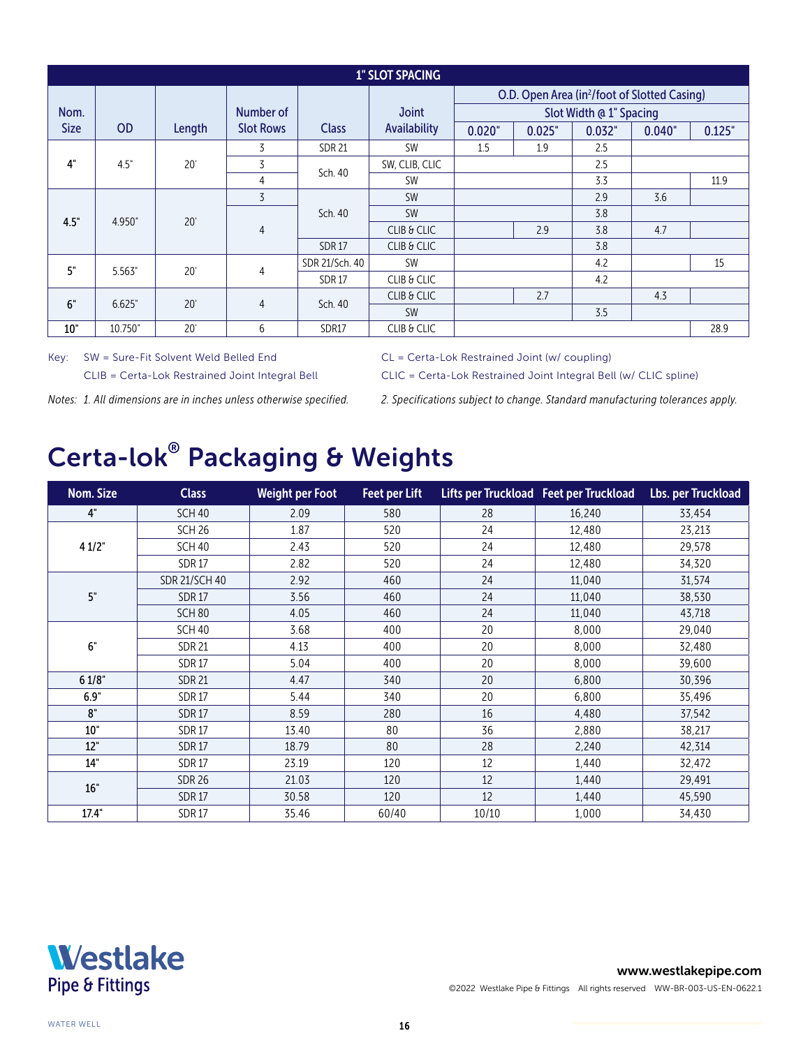| 1" SLOT SPACING | | | | | | | | | | |
|---|---|---|---|---|---|---|---|---|---|---|
| Nom. Size | OD | Length | Number of Slot Rows | Class | Joint Availability | O.D. Open Area (in²/foot of Slotted Casing) Slot Width @ 1" Spacing | | | | |
| | | | | | | 0.020" | 0.025" | 0.032" | 0.040" | 0.125" |
| 4" | 4.5" | 20' | 3 | SDR 21 | SW | 1.5 | 1.9 | 2.5 | | |
| | | | 3 | Sch. 40 | SW, CLIB, CLIC | | | 2.5 | | |
| | | | 4 | | SW | | | 3.3 | | 11.9 |
| 4.5" | 4.950" | 20' | 3 | Sch. 40 | SW | | | 2.9 | 3.6 | |
| | | | 4 | | SW | | | 3.8 | | |
| | | | | | CLIB & CLIC | | 2.9 | 3.8 | 4.7 | |
| | | | | SDR 17 | CLIB & CLIC | | | 3.8 | | |
| 5" | 5.563" | 20' | 4 | SDR 21/Sch. 40 | SW | | | 4.2 | | 15 |
| | | | | SDR 17 | CLIB & CLIC | | | 4.2 | | |
| 6" | 6.625" | 20' | 4 | Sch. 40 | CLIB & CLIC | | 2.7 | | 4.3 | |
| | | | | | SW | | | 3.5 | | |
| 10" | 10.750" | 20' | 6 | SDR17 | CLIB & CLIC | | | | | 28.9 |

Key: SW = Sure-Fit Solvent Weld Belled End
CLIB = Certa-Lok Restrained Joint Integral Bell
CL = Certa-Lok Restrained Joint (w/ coupling)
CLIC = Certa-Lok Restrained Joint Integral Bell (w/ CLIC spline)

*Notes: 1. All dimensions are in inches unless otherwise specified.*
*2. Specifications subject to change. Standard manufacturing tolerances apply.*

# Certa-lok® Packaging & Weights

| Nom. Size | Class | Weight per Foot | Feet per Lift | Lifts per Truckload | Feet per Truckload | Lbs. per Truckload |
|---|---|---|---|---|---|---|
| 4" | SCH 40 | 2.09 | 580 | 28 | 16,240 | 33,454 |
| 4 1/2" | SCH 26 | 1.87 | 520 | 24 | 12,480 | 23,213 |
| | SCH 40 | 2.43 | 520 | 24 | 12,480 | 29,578 |
| | SDR 17 | 2.82 | 520 | 24 | 12,480 | 34,320 |
| 5" | SDR 21/SCH 40 | 2.92 | 460 | 24 | 11,040 | 31,574 |
| | SDR 17 | 3.56 | 460 | 24 | 11,040 | 38,530 |
| | SCH 80 | 4.05 | 460 | 24 | 11,040 | 43,718 |
| 6" | SCH 40 | 3.68 | 400 | 20 | 8,000 | 29,040 |
| | SDR 21 | 4.13 | 400 | 20 | 8,000 | 32,480 |
| | SDR 17 | 5.04 | 400 | 20 | 8,000 | 39,600 |
| 6 1/8" | SDR 21 | 4.47 | 340 | 20 | 6,800 | 30,396 |
| 6.9" | SDR 17 | 5.44 | 340 | 20 | 6,800 | 35,496 |
| 8" | SDR 17 | 8.59 | 280 | 16 | 4,480 | 37,542 |
| 10" | SDR 17 | 13.40 | 80 | 36 | 2,880 | 38,217 |
| 12" | SDR 17 | 18.79 | 80 | 28 | 2,240 | 42,314 |
| 14" | SDR 17 | 23.19 | 120 | 12 | 1,440 | 32,472 |
| 16" | SDR 26 | 21.03 | 120 | 12 | 1,440 | 29,491 |
| | SDR 17 | 30.58 | 120 | 12 | 1,440 | 45,590 |
| 17.4" | SDR 17 | 35.46 | 60/40 | 10/10 | 1,000 | 34,430 |

Westlake Pipe & Fittings

www.westlakepipe.com

©2022 Westlake Pipe & Fittings All rights reserved WW-BR-003-US-EN-0622.1